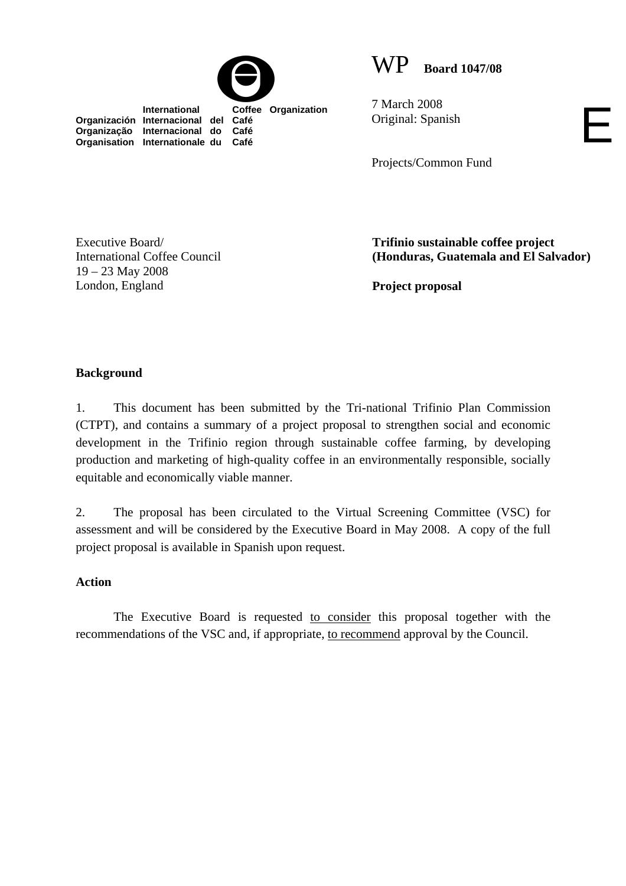International Coffee Organization
Organización Internacional del Café
Organização Internacional do Café
Organisation Internationale du Café

WP **Board 1047/08**

7 March 2008
Original: Spanish

E

Projects/Common Fund

Executive Board/
International Coffee Council
19 – 23 May 2008
London, England

**Trifinio sustainable coffee project (Honduras, Guatemala and El Salvador)**

**Project proposal**

**Background**

1. This document has been submitted by the Tri-national Trifinio Plan Commission (CTPT), and contains a summary of a project proposal to strengthen social and economic development in the Trifinio region through sustainable coffee farming, by developing production and marketing of high-quality coffee in an environmentally responsible, socially equitable and economically viable manner.

2. The proposal has been circulated to the Virtual Screening Committee (VSC) for assessment and will be considered by the Executive Board in May 2008. A copy of the full project proposal is available in Spanish upon request.

**Action**

The Executive Board is requested to consider this proposal together with the recommendations of the VSC and, if appropriate, to recommend approval by the Council.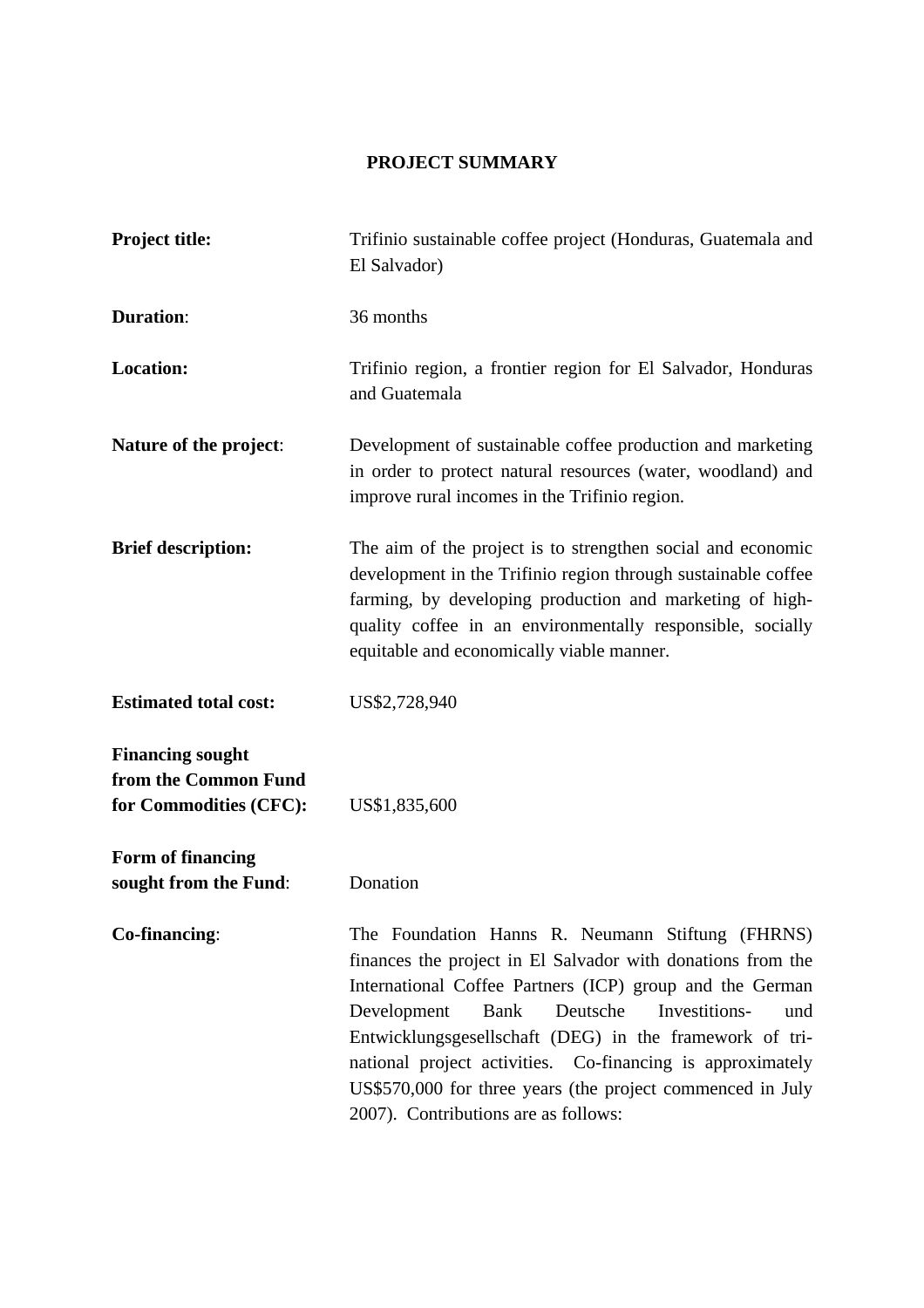# PROJECT SUMMARY

**Project title:** Trifinio sustainable coffee project (Honduras, Guatemala and El Salvador)

**Duration**: 36 months

**Location:** Trifinio region, a frontier region for El Salvador, Honduras and Guatemala

**Nature of the project**: Development of sustainable coffee production and marketing in order to protect natural resources (water, woodland) and improve rural incomes in the Trifinio region.

**Brief description:** The aim of the project is to strengthen social and economic development in the Trifinio region through sustainable coffee farming, by developing production and marketing of high-quality coffee in an environmentally responsible, socially equitable and economically viable manner.

**Estimated total cost:** US$2,728,940

**Financing sought from the Common Fund for Commodities (CFC):** US$1,835,600

**Form of financing sought from the Fund**: Donation

**Co-financing**: The Foundation Hanns R. Neumann Stiftung (FHRNS) finances the project in El Salvador with donations from the International Coffee Partners (ICP) group and the German Development Bank Deutsche Investitions- und Entwicklungsgesellschaft (DEG) in the framework of tri-national project activities. Co-financing is approximately US$570,000 for three years (the project commenced in July 2007). Contributions are as follows: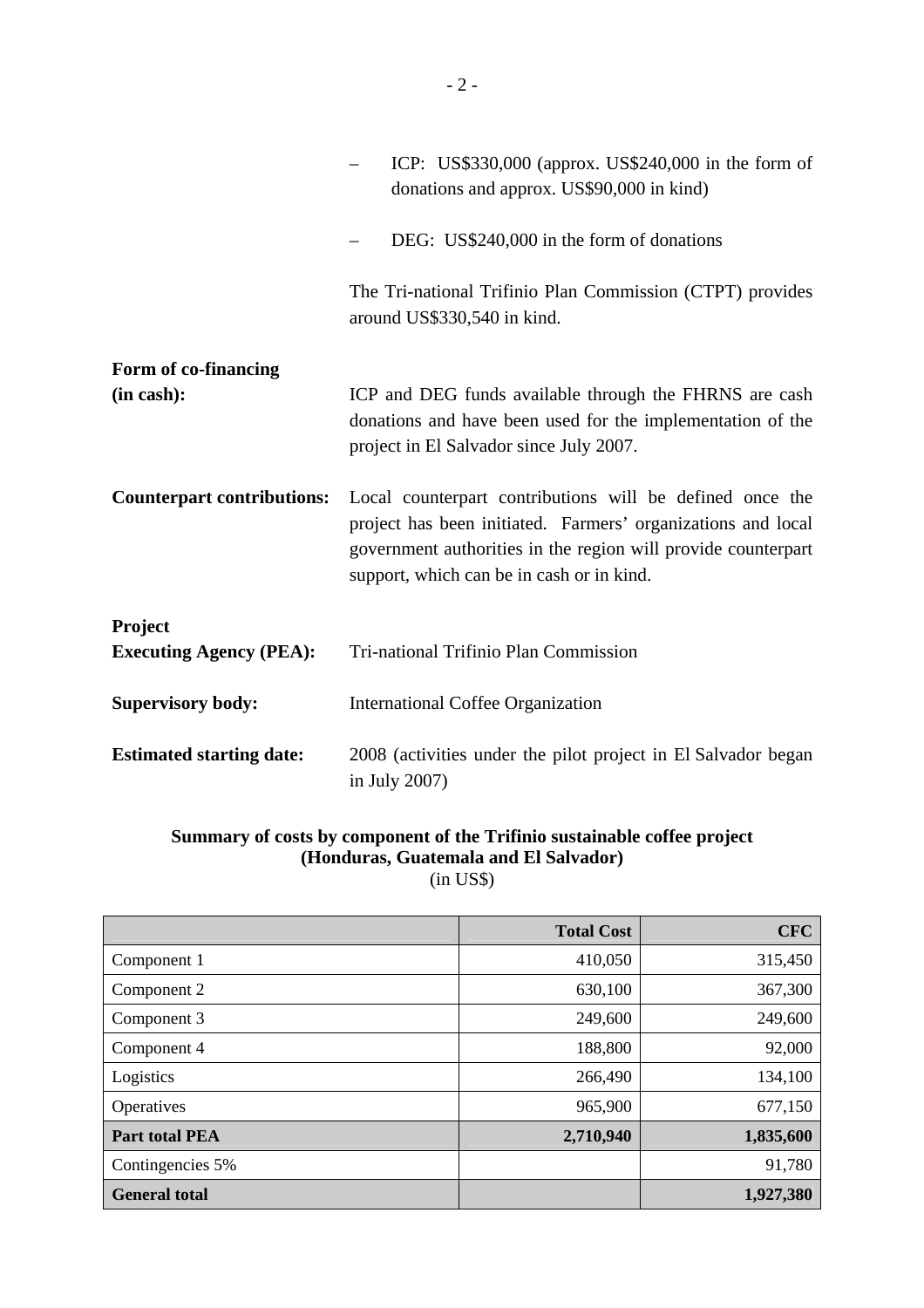– ICP: US$330,000 (approx. US$240,000 in the form of donations and approx. US$90,000 in kind)

– DEG: US$240,000 in the form of donations

The Tri-national Trifinio Plan Commission (CTPT) provides around US$330,540 in kind.

**Form of co-financing (in cash):** ICP and DEG funds available through the FHRNS are cash donations and have been used for the implementation of the project in El Salvador since July 2007.

**Counterpart contributions:** Local counterpart contributions will be defined once the project has been initiated. Farmers' organizations and local government authorities in the region will provide counterpart support, which can be in cash or in kind.

**Project Executing Agency (PEA):** Tri-national Trifinio Plan Commission

**Supervisory body:** International Coffee Organization

**Estimated starting date:** 2008 (activities under the pilot project in El Salvador began in July 2007)

**Summary of costs by component of the Trifinio sustainable coffee project (Honduras, Guatemala and El Salvador)**
(in US$)

| | Total Cost | CFC |
|---|---:|---:|
| Component 1 | 410,050 | 315,450 |
| Component 2 | 630,100 | 367,300 |
| Component 3 | 249,600 | 249,600 |
| Component 4 | 188,800 | 92,000 |
| Logistics | 266,490 | 134,100 |
| Operatives | 965,900 | 677,150 |
| **Part total PEA** | **2,710,940** | **1,835,600** |
| Contingencies 5% | | 91,780 |
| **General total** | | **1,927,380** |